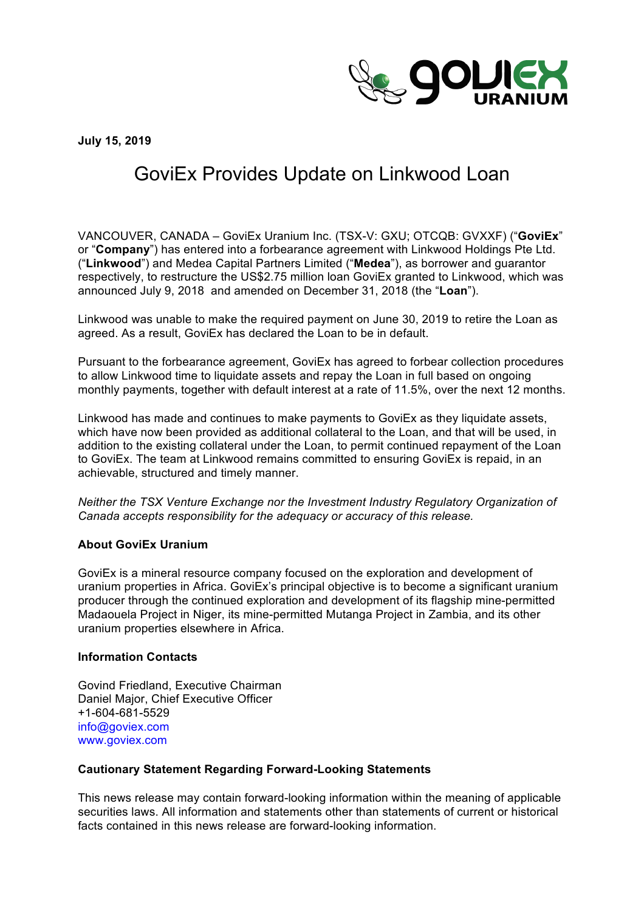**July 15, 2019**

# GoviEx Provides Update on Linkwood Loan

VANCOUVER, CANADA – GoviEx Uranium Inc. (TSX-V: GXU; OTCQB: GVXXF) ("**GoviEx**" or "**Company**") has entered into a forbearance agreement with Linkwood Holdings Pte Ltd. ("**Linkwood**") and Medea Capital Partners Limited ("**Medea**"), as borrower and guarantor respectively, to restructure the US$2.75 million loan GoviEx granted to Linkwood, which was announced July 9, 2018 and amended on December 31, 2018 (the "**Loan**").

Linkwood was unable to make the required payment on June 30, 2019 to retire the Loan as agreed. As a result, GoviEx has declared the Loan to be in default.

Pursuant to the forbearance agreement, GoviEx has agreed to forbear collection procedures to allow Linkwood time to liquidate assets and repay the Loan in full based on ongoing monthly payments, together with default interest at a rate of 11.5%, over the next 12 months.

Linkwood has made and continues to make payments to GoviEx as they liquidate assets, which have now been provided as additional collateral to the Loan, and that will be used, in addition to the existing collateral under the Loan, to permit continued repayment of the Loan to GoviEx. The team at Linkwood remains committed to ensuring GoviEx is repaid, in an achievable, structured and timely manner.

*Neither the TSX Venture Exchange nor the Investment Industry Regulatory Organization of Canada accepts responsibility for the adequacy or accuracy of this release.*

**About GoviEx Uranium**

GoviEx is a mineral resource company focused on the exploration and development of uranium properties in Africa. GoviEx's principal objective is to become a significant uranium producer through the continued exploration and development of its flagship mine-permitted Madaouela Project in Niger, its mine-permitted Mutanga Project in Zambia, and its other uranium properties elsewhere in Africa.

**Information Contacts**

Govind Friedland, Executive Chairman
Daniel Major, Chief Executive Officer
+1-604-681-5529
info@goviex.com
www.goviex.com

**Cautionary Statement Regarding Forward-Looking Statements**

This news release may contain forward-looking information within the meaning of applicable securities laws. All information and statements other than statements of current or historical facts contained in this news release are forward-looking information.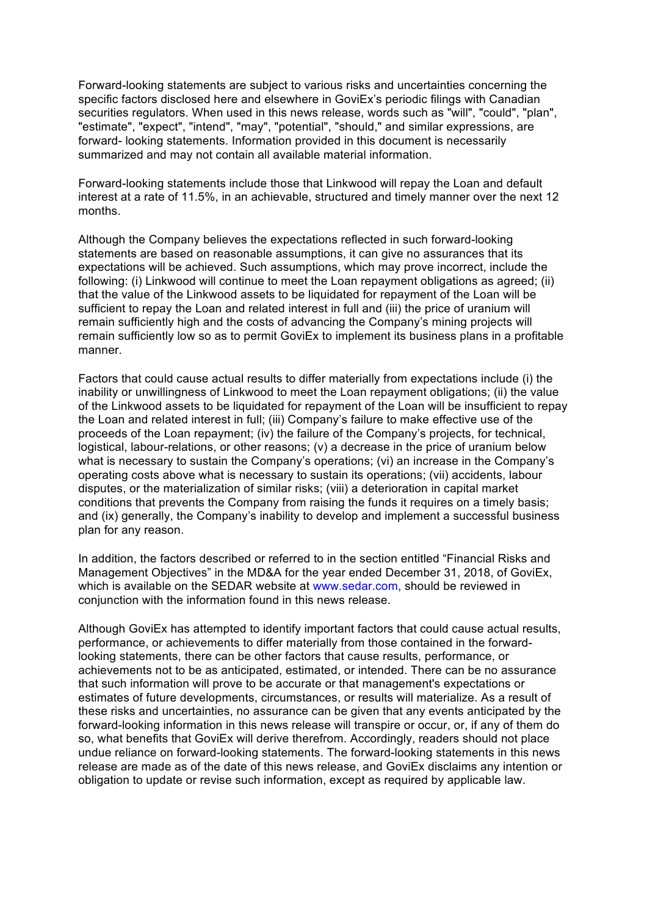Forward-looking statements are subject to various risks and uncertainties concerning the specific factors disclosed here and elsewhere in GoviEx's periodic filings with Canadian securities regulators. When used in this news release, words such as "will", "could", "plan", "estimate", "expect", "intend", "may", "potential", "should," and similar expressions, are forward- looking statements. Information provided in this document is necessarily summarized and may not contain all available material information.

Forward-looking statements include those that Linkwood will repay the Loan and default interest at a rate of 11.5%, in an achievable, structured and timely manner over the next 12 months.

Although the Company believes the expectations reflected in such forward-looking statements are based on reasonable assumptions, it can give no assurances that its expectations will be achieved. Such assumptions, which may prove incorrect, include the following: (i) Linkwood will continue to meet the Loan repayment obligations as agreed; (ii) that the value of the Linkwood assets to be liquidated for repayment of the Loan will be sufficient to repay the Loan and related interest in full and (iii) the price of uranium will remain sufficiently high and the costs of advancing the Company's mining projects will remain sufficiently low so as to permit GoviEx to implement its business plans in a profitable manner.

Factors that could cause actual results to differ materially from expectations include (i) the inability or unwillingness of Linkwood to meet the Loan repayment obligations; (ii) the value of the Linkwood assets to be liquidated for repayment of the Loan will be insufficient to repay the Loan and related interest in full; (iii) Company's failure to make effective use of the proceeds of the Loan repayment; (iv) the failure of the Company's projects, for technical, logistical, labour-relations, or other reasons; (v) a decrease in the price of uranium below what is necessary to sustain the Company's operations; (vi) an increase in the Company's operating costs above what is necessary to sustain its operations; (vii) accidents, labour disputes, or the materialization of similar risks; (viii) a deterioration in capital market conditions that prevents the Company from raising the funds it requires on a timely basis; and (ix) generally, the Company's inability to develop and implement a successful business plan for any reason.

In addition, the factors described or referred to in the section entitled "Financial Risks and Management Objectives" in the MD&A for the year ended December 31, 2018, of GoviEx, which is available on the SEDAR website at www.sedar.com, should be reviewed in conjunction with the information found in this news release.

Although GoviEx has attempted to identify important factors that could cause actual results, performance, or achievements to differ materially from those contained in the forward-looking statements, there can be other factors that cause results, performance, or achievements not to be as anticipated, estimated, or intended. There can be no assurance that such information will prove to be accurate or that management's expectations or estimates of future developments, circumstances, or results will materialize. As a result of these risks and uncertainties, no assurance can be given that any events anticipated by the forward-looking information in this news release will transpire or occur, or, if any of them do so, what benefits that GoviEx will derive therefrom. Accordingly, readers should not place undue reliance on forward-looking statements. The forward-looking statements in this news release are made as of the date of this news release, and GoviEx disclaims any intention or obligation to update or revise such information, except as required by applicable law.